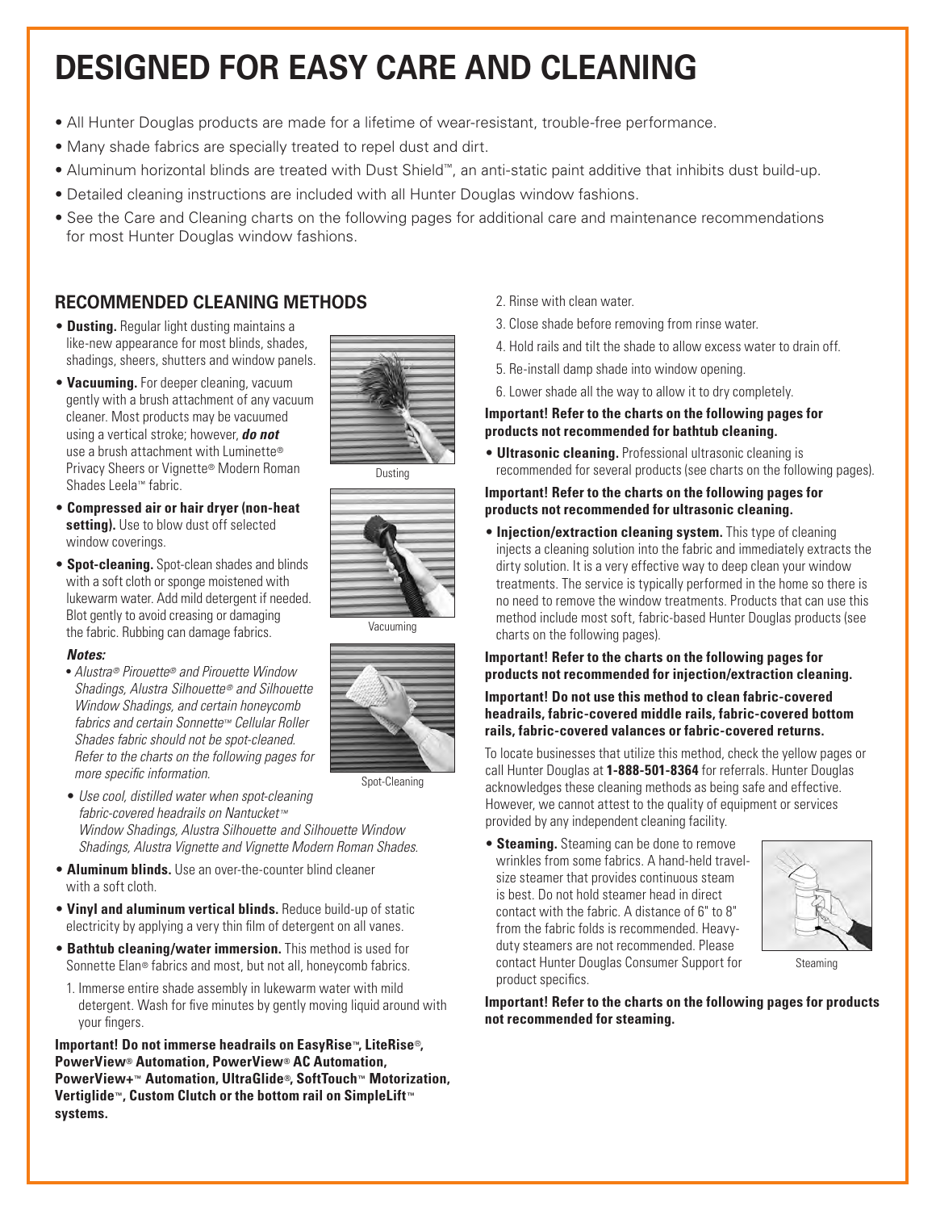# DESIGNED FOR EASY CARE AND CLEANING

- All Hunter Douglas products are made for a lifetime of wear-resistant, trouble-free performance.
- Many shade fabrics are specially treated to repel dust and dirt.
- Aluminum horizontal blinds are treated with Dust Shield™, an anti-static paint additive that inhibits dust build-up.
- Detailed cleaning instructions are included with all Hunter Douglas window fashions.
- See the Care and Cleaning charts on the following pages for additional care and maintenance recommendations for most Hunter Douglas window fashions.

## RECOMMENDED CLEANING METHODS

- **Dusting.** Regular light dusting maintains a like-new appearance for most blinds, shades, shadings, sheers, shutters and window panels.
- **Vacuuming.** For deeper cleaning, vacuum gently with a brush attachment of any vacuum cleaner. Most products may be vacuumed using a vertical stroke; however, ***do not*** use a brush attachment with Luminette® Privacy Sheers or Vignette® Modern Roman Shades Leela™ fabric.
- **Compressed air or hair dryer (non-heat setting).** Use to blow dust off selected window coverings.
- **Spot-cleaning.** Spot-clean shades and blinds with a soft cloth or sponge moistened with lukewarm water. Add mild detergent if needed. Blot gently to avoid creasing or damaging the fabric. Rubbing can damage fabrics.

Dusting

Vacuuming

Spot-Cleaning

***Notes:***

- *Alustra® Pirouette® and Pirouette Window Shadings, Alustra Silhouette® and Silhouette Window Shadings, and certain honeycomb fabrics and certain Sonnette™ Cellular Roller Shades fabric should not be spot-cleaned. Refer to the charts on the following pages for more specific information.*
- *Use cool, distilled water when spot-cleaning fabric-covered headrails on Nantucket™ Window Shadings, Alustra Silhouette and Silhouette Window Shadings, Alustra Vignette and Vignette Modern Roman Shades.*

- **Aluminum blinds.** Use an over-the-counter blind cleaner with a soft cloth.
- **Vinyl and aluminum vertical blinds.** Reduce build-up of static electricity by applying a very thin film of detergent on all vanes.
- **Bathtub cleaning/water immersion.** This method is used for Sonnette Elan® fabrics and most, but not all, honeycomb fabrics.

1. Immerse entire shade assembly in lukewarm water with mild detergent. Wash for five minutes by gently moving liquid around with your fingers.
2. Rinse with clean water.
3. Close shade before removing from rinse water.
4. Hold rails and tilt the shade to allow excess water to drain off.
5. Re-install damp shade into window opening.
6. Lower shade all the way to allow it to dry completely.

**Important! Do not immerse headrails on EasyRise™, LiteRise®, PowerView® Automation, PowerView® AC Automation, PowerView+™ Automation, UltraGlide®, SoftTouch™ Motorization, Vertiglide™, Custom Clutch or the bottom rail on SimpleLift™ systems.**

**Important! Refer to the charts on the following pages for products not recommended for bathtub cleaning.**

- **Ultrasonic cleaning.** Professional ultrasonic cleaning is recommended for several products (see charts on the following pages).

**Important! Refer to the charts on the following pages for products not recommended for ultrasonic cleaning.**

- **Injection/extraction cleaning system.** This type of cleaning injects a cleaning solution into the fabric and immediately extracts the dirty solution. It is a very effective way to deep clean your window treatments. The service is typically performed in the home so there is no need to remove the window treatments. Products that can use this method include most soft, fabric-based Hunter Douglas products (see charts on the following pages).

**Important! Refer to the charts on the following pages for products not recommended for injection/extraction cleaning.**

**Important! Do not use this method to clean fabric-covered headrails, fabric-covered middle rails, fabric-covered bottom rails, fabric-covered valances or fabric-covered returns.**

To locate businesses that utilize this method, check the yellow pages or call Hunter Douglas at **1-888-501-8364** for referrals. Hunter Douglas acknowledges these cleaning methods as being safe and effective. However, we cannot attest to the quality of equipment or services provided by any independent cleaning facility.

- **Steaming.** Steaming can be done to remove wrinkles from some fabrics. A hand-held travel-size steamer that provides continuous steam is best. Do not hold steamer head in direct contact with the fabric. A distance of 6" to 8" from the fabric folds is recommended. Heavy-duty steamers are not recommended. Please contact Hunter Douglas Consumer Support for product specifics.

Steaming

**Important! Refer to the charts on the following pages for products not recommended for steaming.**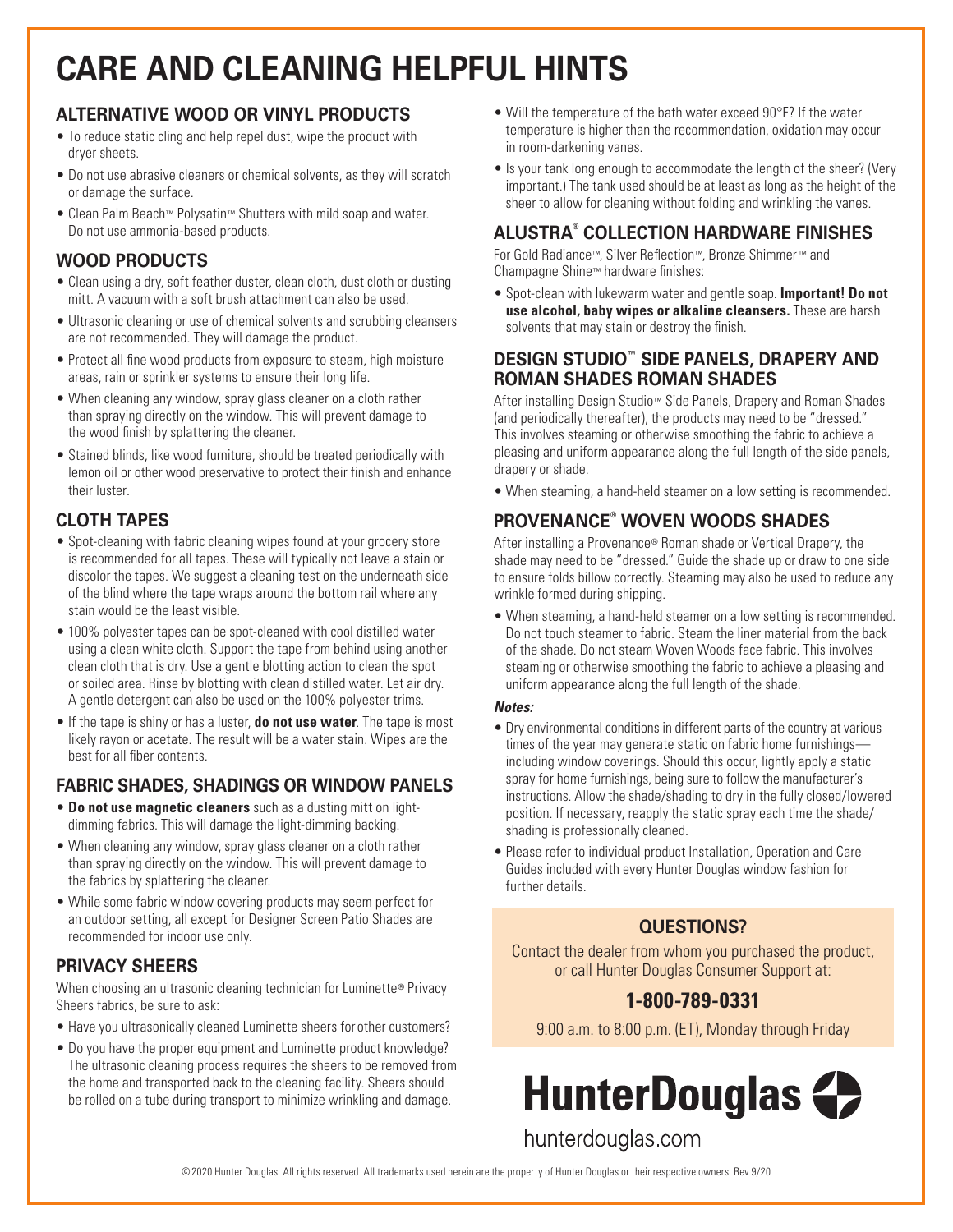# CARE AND CLEANING HELPFUL HINTS

## ALTERNATIVE WOOD OR VINYL PRODUCTS

- To reduce static cling and help repel dust, wipe the product with dryer sheets.
- Do not use abrasive cleaners or chemical solvents, as they will scratch or damage the surface.
- Clean Palm Beach™ Polysatin™ Shutters with mild soap and water. Do not use ammonia-based products.

## WOOD PRODUCTS

- Clean using a dry, soft feather duster, clean cloth, dust cloth or dusting mitt. A vacuum with a soft brush attachment can also be used.
- Ultrasonic cleaning or use of chemical solvents and scrubbing cleansers are not recommended. They will damage the product.
- Protect all fine wood products from exposure to steam, high moisture areas, rain or sprinkler systems to ensure their long life.
- When cleaning any window, spray glass cleaner on a cloth rather than spraying directly on the window. This will prevent damage to the wood finish by splattering the cleaner.
- Stained blinds, like wood furniture, should be treated periodically with lemon oil or other wood preservative to protect their finish and enhance their luster.

## CLOTH TAPES

- Spot-cleaning with fabric cleaning wipes found at your grocery store is recommended for all tapes. These will typically not leave a stain or discolor the tapes. We suggest a cleaning test on the underneath side of the blind where the tape wraps around the bottom rail where any stain would be the least visible.
- 100% polyester tapes can be spot-cleaned with cool distilled water using a clean white cloth. Support the tape from behind using another clean cloth that is dry. Use a gentle blotting action to clean the spot or soiled area. Rinse by blotting with clean distilled water. Let air dry. A gentle detergent can also be used on the 100% polyester trims.
- If the tape is shiny or has a luster, **do not use water**. The tape is most likely rayon or acetate. The result will be a water stain. Wipes are the best for all fiber contents.

## FABRIC SHADES, SHADINGS OR WINDOW PANELS

- **Do not use magnetic cleaners** such as a dusting mitt on light-dimming fabrics. This will damage the light-dimming backing.
- When cleaning any window, spray glass cleaner on a cloth rather than spraying directly on the window. This will prevent damage to the fabrics by splattering the cleaner.
- While some fabric window covering products may seem perfect for an outdoor setting, all except for Designer Screen Patio Shades are recommended for indoor use only.

## PRIVACY SHEERS

When choosing an ultrasonic cleaning technician for Luminette® Privacy Sheers fabrics, be sure to ask:

- Have you ultrasonically cleaned Luminette sheers for other customers?
- Do you have the proper equipment and Luminette product knowledge? The ultrasonic cleaning process requires the sheers to be removed from the home and transported back to the cleaning facility. Sheers should be rolled on a tube during transport to minimize wrinkling and damage.
- Will the temperature of the bath water exceed 90°F? If the water temperature is higher than the recommendation, oxidation may occur in room-darkening vanes.
- Is your tank long enough to accommodate the length of the sheer? (Very important.) The tank used should be at least as long as the height of the sheer to allow for cleaning without folding and wrinkling the vanes.

## ALUSTRA® COLLECTION HARDWARE FINISHES

For Gold Radiance™, Silver Reflection™, Bronze Shimmer™ and Champagne Shine™ hardware finishes:

- Spot-clean with lukewarm water and gentle soap. **Important! Do not use alcohol, baby wipes or alkaline cleansers.** These are harsh solvents that may stain or destroy the finish.

## DESIGN STUDIO™ SIDE PANELS, DRAPERY AND ROMAN SHADES ROMAN SHADES

After installing Design Studio™ Side Panels, Drapery and Roman Shades (and periodically thereafter), the products may need to be "dressed." This involves steaming or otherwise smoothing the fabric to achieve a pleasing and uniform appearance along the full length of the side panels, drapery or shade.

- When steaming, a hand-held steamer on a low setting is recommended.

## PROVENANCE® WOVEN WOODS SHADES

After installing a Provenance® Roman shade or Vertical Drapery, the shade may need to be "dressed." Guide the shade up or draw to one side to ensure folds billow correctly. Steaming may also be used to reduce any wrinkle formed during shipping.

- When steaming, a hand-held steamer on a low setting is recommended. Do not touch steamer to fabric. Steam the liner material from the back of the shade. Do not steam Woven Woods face fabric. This involves steaming or otherwise smoothing the fabric to achieve a pleasing and uniform appearance along the full length of the shade.

***Notes:***

- Dry environmental conditions in different parts of the country at various times of the year may generate static on fabric home furnishings—including window coverings. Should this occur, lightly apply a static spray for home furnishings, being sure to follow the manufacturer's instructions. Allow the shade/shading to dry in the fully closed/lowered position. If necessary, reapply the static spray each time the shade/shading is professionally cleaned.
- Please refer to individual product Installation, Operation and Care Guides included with every Hunter Douglas window fashion for further details.

### QUESTIONS?

Contact the dealer from whom you purchased the product, or call Hunter Douglas Consumer Support at:

**1-800-789-0331**

9:00 a.m. to 8:00 p.m. (ET), Monday through Friday

**HunterDouglas**

hunterdouglas.com

©2020 Hunter Douglas. All rights reserved. All trademarks used herein are the property of Hunter Douglas or their respective owners. Rev 9/20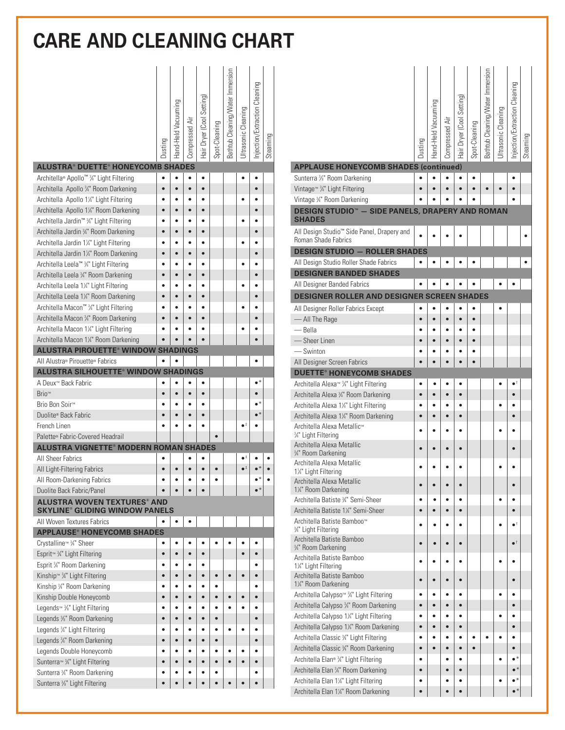# CARE AND CLEANING CHART

| | Dusting | Hand-Held Vacuuming | Compressed Air | Hair Dryer (Cool Setting) | Spot-Cleaning | Bathtub Cleaning/Water Immersion | Ultrasonic Cleaning | Injection/Extraction Cleaning | Steaming |
|---|---|---|---|---|---|---|---|---|---|
| **ALUSTRA® DUETTE® HONEYCOMB SHADES** | | | | | | | | | |
| Architella® Apollo™ ¾" Light Filtering | • | • | • | • | | | • | • | |
| Architella Apollo ¾" Room Darkening | • | • | • | • | | | | • | |
| Architella Apollo 1¼" Light Filtering | • | • | • | • | | | • | • | |
| Architella Apollo 1¼" Room Darkening | • | • | • | • | | | | • | |
| Architella Jardin™ ¾" Light Filtering | • | • | • | • | | | • | • | |
| Architella Jardin ¾" Room Darkening | • | • | • | • | | | | • | |
| Architella Jardin 1¼" Light Filtering | • | • | • | • | | | • | • | |
| Architella Jardin 1¼" Room Darkening | • | • | • | • | | | | • | |
| Architella Leela™ ¾" Light Filtering | • | • | • | • | | | • | • | |
| Architella Leela ¾" Room Darkening | • | • | • | • | | | | • | |
| Architella Leela 1¼" Light Filtering | • | • | • | • | | | • | • | |
| Architella Leela 1¼" Room Darkening | • | • | • | • | | | | • | |
| Architella Macon™ ¾" Light Filtering | • | • | • | • | | | • | • | |
| Architella Macon ¾" Room Darkening | • | • | • | • | | | | • | |
| Architella Macon 1¼" Light Filtering | • | • | • | • | | | • | • | |
| Architella Macon 1¼" Room Darkening | • | • | • | • | | | | • | |
| **ALUSTRA PIROUETTE® WINDOW SHADINGS** | | | | | | | | | |
| All Alustra® Pirouette® Fabrics | • | • | | | | | | • | |
| **ALUSTRA SILHOUETTE® WINDOW SHADINGS** | | | | | | | | | |
| A Deux™ Back Fabric | • | • | • | • | | | | •* | |
| Brio™ | • | • | • | • | | | | • | |
| Brio Bon Soir™ | • | • | • | • | | | | •* | |
| Duolite® Back Fabric | • | • | • | • | | | | •* | |
| French Linen | • | • | • | • | | | •‡ | • | |
| Palette® Fabric-Covered Headrail | | | | | • | | | | |
| **ALUSTRA VIGNETTE® MODERN ROMAN SHADES** | | | | | | | | | |
| All Sheer Fabrics | • | | • | • | | | •‡ | • | • |
| All Light-Filtering Fabrics | • | • | • | • | • | | •‡ | •* | • |
| All Room-Darkening Fabrics | • | • | • | • | • | | | •* | • |
| Duolite Back Fabric/Panel | • | • | • | • | | | | •* | |
| **ALUSTRA WOVEN TEXTURES® AND SKYLINE® GLIDING WINDOW PANELS** | | | | | | | | | |
| All Woven Textures Fabrics | • | • | • | | | | | | |
| **APPLAUSE® HONEYCOMB SHADES** | | | | | | | | | |
| Crystalline™ ¾" Sheer | • | • | • | • | • | • | • | • | |
| Esprit™ ¾" Light Filtering | • | • | • | • | | | • | • | |
| Esprit ¾" Room Darkening | • | • | • | • | | | | • | |
| Kinship™ ¾" Light Filtering | • | • | • | • | • | • | • | • | |
| Kinship ¾" Room Darkening | • | • | • | • | • | | | • | |
| Kinship Double Honeycomb | • | • | • | • | • | • | • | • | |
| Legends™ ⅜" Light Filtering | • | • | • | • | • | • | • | • | |
| Legends ⅜" Room Darkening | • | • | • | • | • | | | • | |
| Legends ¾" Light Filtering | • | • | • | • | • | • | • | • | |
| Legends ¾" Room Darkening | • | • | • | • | • | | | • | |
| Legends Double Honeycomb | • | • | • | • | • | • | • | • | |
| Sunterra™ ¾" Light Filtering | • | • | • | • | • | • | • | • | |
| Sunterra ¾" Room Darkening | • | • | • | • | • | | | • | |
| Sunterra ⅜" Light Filtering | • | • | • | • | • | • | • | • | |

| | Dusting | Hand-Held Vacuuming | Compressed Air | Hair Dryer (Cool Setting) | Spot-Cleaning | Bathtub Cleaning/Water Immersion | Ultrasonic Cleaning | Injection/Extraction Cleaning | Steaming |
|---|---|---|---|---|---|---|---|---|---|
| **APPLAUSE HONEYCOMB SHADES (continued)** | | | | | | | | | |
| Sunterra ⅜" Room Darkening | • | • | • | • | • | | | • | |
| Vintage™ ¾" Light Filtering | • | • | • | • | • | • | • | • | |
| Vintage ¾" Room Darkening | • | • | • | • | • | | | • | |
| **DESIGN STUDIO™ — SIDE PANELS, DRAPERY AND ROMAN SHADES** | | | | | | | | | |
| All Design Studio™ Side Panel, Drapery and Roman Shade Fabrics | • | • | • | • | | | | | • |
| **DESIGN STUDIO — ROLLER SHADES** | | | | | | | | | |
| All Design Studio Roller Shade Fabrics | • | • | • | • | • | | | | • |
| **DESIGNER BANDED SHADES** | | | | | | | | | |
| All Designer Banded Fabrics | • | • | • | • | • | | • | • | |
| **DESIGNER ROLLER AND DESIGNER SCREEN SHADES** | | | | | | | | | |
| All Designer Roller Fabrics Except | • | • | • | • | • | | • | | |
| — All The Rage | • | • | • | • | • | | | | |
| — Bella | • | • | • | • | • | | | | |
| — Sheer Linen | • | • | • | • | • | | | | |
| — Swinton | • | • | • | • | • | | | | |
| All Designer Screen Fabrics | • | • | • | • | • | | | | |
| **DUETTE® HONEYCOMB SHADES** | | | | | | | | | |
| Architella Alexa™ ¾" Light Filtering | • | • | • | • | | | • | •† | |
| Architella Alexa ¾" Room Darkening | • | • | • | • | | | | • | |
| Architella Alexa 1¼" Light Filtering | • | • | • | • | | | • | • | |
| Architella Alexa 1¼" Room Darkening | • | • | • | • | | | | • | |
| Architella Alexa Metallic™ ¾" Light Filtering | • | • | • | • | | | • | • | |
| Architella Alexa Metallic ¾" Room Darkening | • | • | • | • | | | | • | |
| Architella Alexa Metallic 1¼" Light Filtering | • | • | • | • | | | • | • | |
| Architella Alexa Metallic 1¼" Room Darkening | • | • | • | • | | | | • | |
| Architella Batiste ¾" Semi-Sheer | • | • | • | • | | | • | • | |
| Architella Batiste 1¼" Semi-Sheer | • | • | • | • | | | | • | |
| Architella Batiste Bamboo™ ¾" Light Filtering | • | • | • | • | | | • | •† | |
| Architella Batiste Bamboo ¾" Room Darkening | • | • | • | • | | | | •† | |
| Architella Batiste Bamboo 1¼" Light Filtering | • | • | • | • | | | • | • | |
| Architella Batiste Bamboo 1¼" Room Darkening | • | • | • | • | | | | • | |
| Architella Calypso™ ¾" Light Filtering | • | • | • | • | | | • | • | |
| Architella Calypso ¾" Room Darkening | • | • | • | • | | | | • | |
| Architella Calypso 1¼" Light Filtering | • | • | • | • | | | • | • | |
| Architella Calypso 1¼" Room Darkening | • | • | • | • | | | | • | |
| Architella Classic ¾" Light Filtering | • | • | • | • | • | • | • | • | |
| Architella Classic ¾" Room Darkening | • | • | • | • | • | | | • | |
| Architella Elan® ¾" Light Filtering | • | | • | • | | | • | •* | |
| Architella Elan ¾" Room Darkening | • | | • | • | | | | •* | |
| Architella Elan 1¼" Light Filtering | • | | • | • | | | • | •* | |
| Architella Elan 1¼" Room Darkening | • | | • | • | | | | •* | |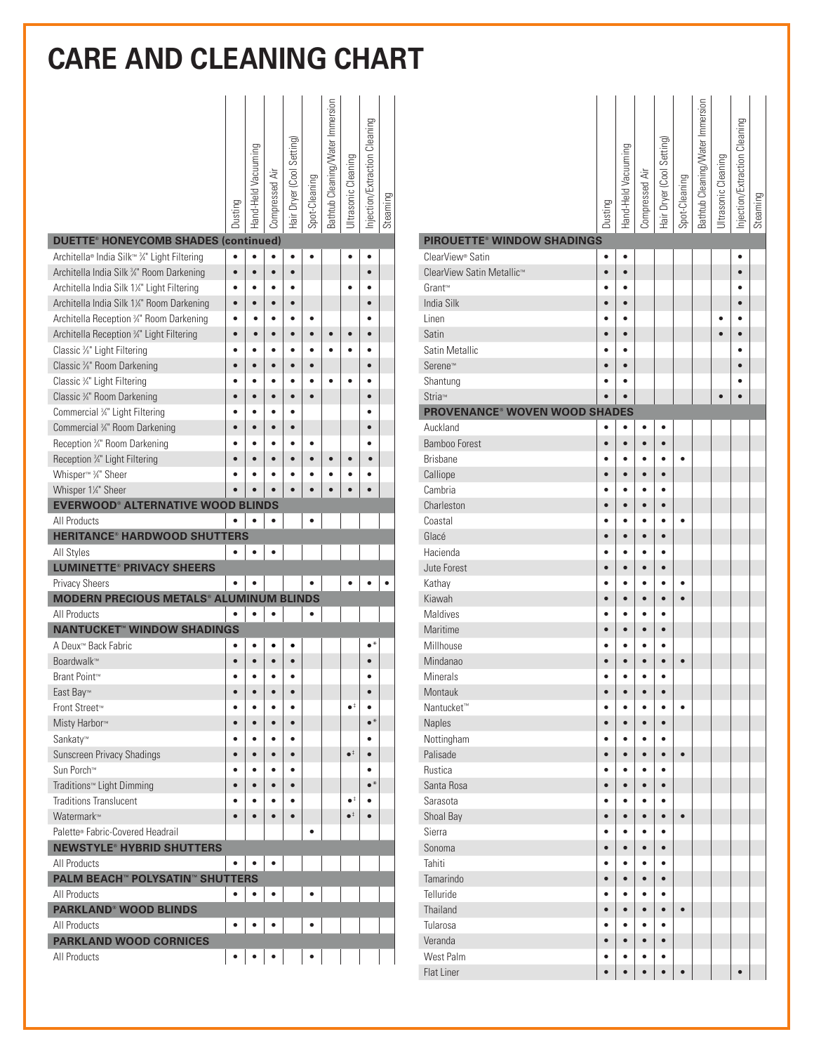# CARE AND CLEANING CHART

| | Dusting | Hand-Held Vacuuming | Compressed Air | Hair Dryer (Cool Setting) | Spot-Cleaning | Bathtub Cleaning/Water Immersion | Ultrasonic Cleaning | Injection/Extraction Cleaning | Steaming |
|---|---|---|---|---|---|---|---|---|---|
| **DUETTE® HONEYCOMB SHADES (continued)** | | | | | | | | | |
| Architella® India Silk™ ¾" Light Filtering | • | • | • | • | • | | • | • | |
| Architella India Silk ¾" Room Darkening | • | • | • | • | | | | • | |
| Architella India Silk 1¼" Light Filtering | • | • | • | • | | | • | • | |
| Architella India Silk 1¼" Room Darkening | • | • | • | • | | | | • | |
| Architella Reception ¾" Room Darkening | • | • | • | • | • | | | • | |
| Architella Reception ¾" Light Filtering | • | • | • | • | • | • | • | • | |
| Classic ⅜" Light Filtering | • | • | • | • | • | • | • | • | |
| Classic ⅜" Room Darkening | • | • | • | • | • | | | • | |
| Classic ¾" Light Filtering | • | • | • | • | • | • | • | • | |
| Classic ¾" Room Darkening | • | • | • | • | • | | | • | |
| Commercial ¾" Light Filtering | • | • | • | • | | | | • | |
| Commercial ¾" Room Darkening | • | • | • | • | | | | • | |
| Reception ¾" Room Darkening | • | • | • | • | • | | | • | |
| Reception ¾" Light Filtering | • | • | • | • | • | • | • | • | |
| Whisper™ ¾" Sheer | • | • | • | • | • | • | • | • | |
| Whisper 1¼" Sheer | • | • | • | • | • | • | • | • | |
| **EVERWOOD® ALTERNATIVE WOOD BLINDS** | | | | | | | | | |
| All Products | • | • | • | | • | | | | |
| **HERITANCE® HARDWOOD SHUTTERS** | | | | | | | | | |
| All Styles | • | • | • | | | | | | |
| **LUMINETTE® PRIVACY SHEERS** | | | | | | | | | |
| Privacy Sheers | • | • | | | • | | • | • | • |
| **MODERN PRECIOUS METALS® ALUMINUM BLINDS** | | | | | | | | | |
| All Products | • | • | • | | • | | | | |
| **NANTUCKET™ WINDOW SHADINGS** | | | | | | | | | |
| A Deux™ Back Fabric | • | • | • | • | | | | •* | |
| Boardwalk™ | • | • | • | • | | | | • | |
| Brant Point™ | • | • | • | • | | | | • | |
| East Bay™ | • | • | • | • | | | | • | |
| Front Street™ | • | • | • | • | | | •‡ | • | |
| Misty Harbor™ | • | • | • | • | | | | •* | |
| Sankaty™ | • | • | • | • | | | | • | |
| Sunscreen Privacy Shadings | • | • | • | • | | | •‡ | • | |
| Sun Porch™ | • | • | • | • | | | | • | |
| Traditions™ Light Dimming | • | • | • | • | | | | •* | |
| Traditions Translucent | • | • | • | • | | | •‡ | • | |
| Watermark™ | • | • | • | • | | | •‡ | • | |
| Palette® Fabric-Covered Headrail | | | | | • | | | | |
| **NEWSTYLE® HYBRID SHUTTERS** | | | | | | | | | |
| All Products | • | • | • | | | | | | |
| **PALM BEACH™ POLYSATIN™ SHUTTERS** | | | | | | | | | |
| All Products | • | • | • | | • | | | | |
| **PARKLAND® WOOD BLINDS** | | | | | | | | | |
| All Products | • | • | • | | • | | | | |
| **PARKLAND WOOD CORNICES** | | | | | | | | | |
| All Products | • | • | • | | • | | | | |

| | Dusting | Hand-Held Vacuuming | Compressed Air | Hair Dryer (Cool Setting) | Spot-Cleaning | Bathtub Cleaning/Water Immersion | Ultrasonic Cleaning | Injection/Extraction Cleaning | Steaming |
|---|---|---|---|---|---|---|---|---|---|
| **PIROUETTE® WINDOW SHADINGS** | | | | | | | | | |
| ClearView® Satin | • | • | | | | | | • | |
| ClearView Satin Metallic™ | • | • | | | | | | • | |
| Grant™ | • | • | | | | | | • | |
| India Silk | • | • | | | | | | • | |
| Linen | • | • | | | | | • | • | |
| Satin | • | • | | | | | • | • | |
| Satin Metallic | • | • | | | | | | • | |
| Serene™ | • | • | | | | | | • | |
| Shantung | • | • | | | | | | • | |
| Stria™ | • | • | | | | | • | • | |
| **PROVENANCE® WOVEN WOOD SHADES** | | | | | | | | | |
| Auckland | • | • | • | • | | | | | |
| Bamboo Forest | • | • | • | • | | | | | |
| Brisbane | • | • | • | • | • | | | | |
| Calliope | • | • | • | • | | | | | |
| Cambria | • | • | • | • | | | | | |
| Charleston | • | • | • | • | | | | | |
| Coastal | • | • | • | • | • | | | | |
| Glacé | • | • | • | • | | | | | |
| Hacienda | • | • | • | • | | | | | |
| Jute Forest | • | • | • | • | | | | | |
| Kathay | • | • | • | • | • | | | | |
| Kiawah | • | • | • | • | • | | | | |
| Maldives | • | • | • | • | | | | | |
| Maritime | • | • | • | • | | | | | |
| Millhouse | • | • | • | • | | | | | |
| Mindanao | • | • | • | • | • | | | | |
| Minerals | • | • | • | • | | | | | |
| Montauk | • | • | • | • | | | | | |
| Nantucket™ | • | • | • | • | • | | | | |
| Naples | • | • | • | • | | | | | |
| Nottingham | • | • | • | • | | | | | |
| Palisade | • | • | • | • | • | | | | |
| Rustica | • | • | • | • | | | | | |
| Santa Rosa | • | • | • | • | | | | | |
| Sarasota | • | • | • | • | | | | | |
| Shoal Bay | • | • | • | • | • | | | | |
| Sierra | • | • | • | • | | | | | |
| Sonoma | • | • | • | • | | | | | |
| Tahiti | • | • | • | • | | | | | |
| Tamarindo | • | • | • | • | | | | | |
| Telluride | • | • | • | • | | | | | |
| Thailand | • | • | • | • | • | | | | |
| Tularosa | • | • | • | • | | | | | |
| Veranda | • | • | • | • | | | | | |
| West Palm | • | • | • | • | | | | | |
| Flat Liner | • | • | • | • | • | | | • | |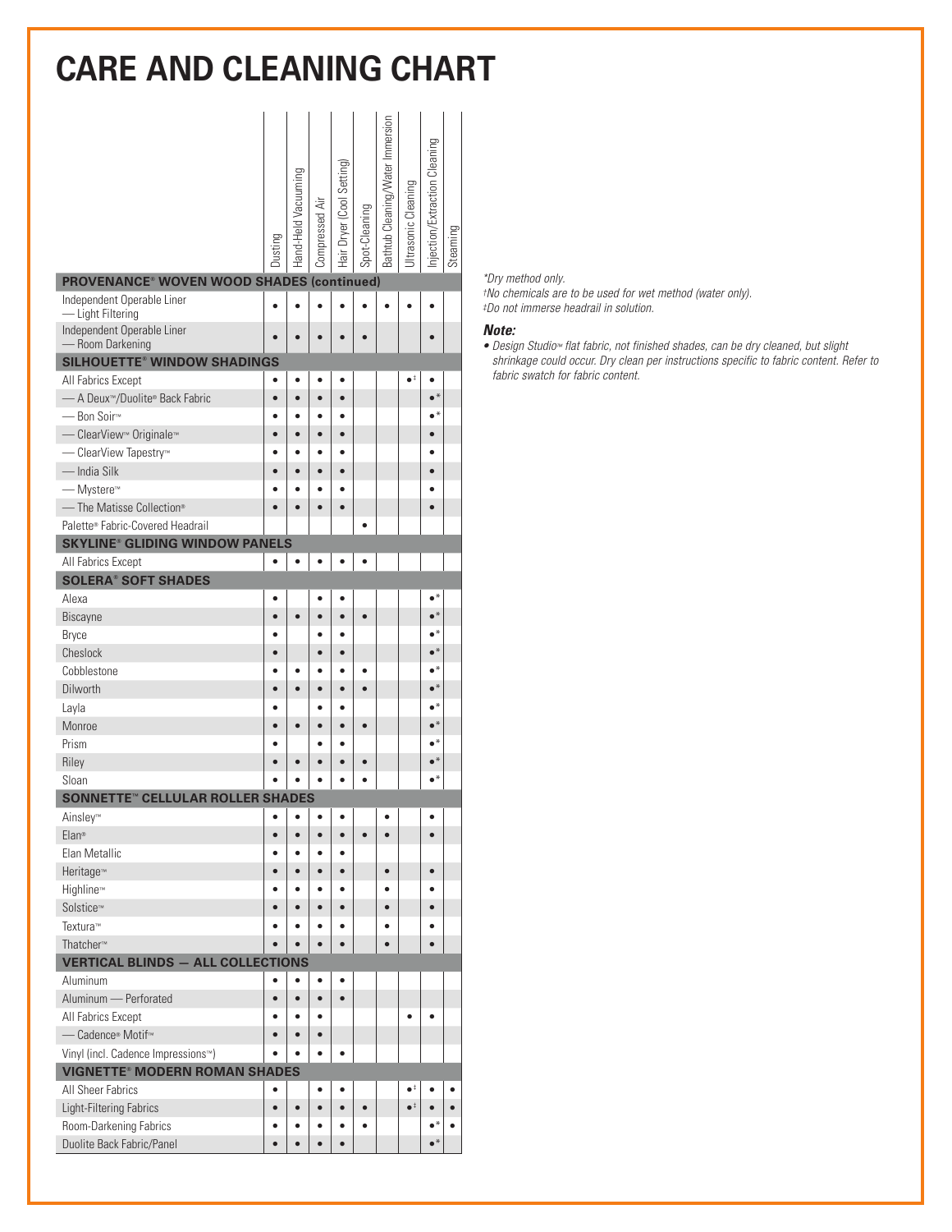# CARE AND CLEANING CHART

| | Dusting | Hand-Held Vacuuming | Compressed Air | Hair Dryer (Cool Setting) | Spot-Cleaning | Bathtub Cleaning/Water Immersion | Ultrasonic Cleaning | Injection/Extraction Cleaning | Steaming |
|---|---|---|---|---|---|---|---|---|---|
| **PROVENANCE® WOVEN WOOD SHADES (continued)** | | | | | | | | | |
| Independent Operable Liner — Light Filtering | • | • | • | • | • | • | • | • | |
| Independent Operable Liner — Room Darkening | • | • | • | • | • | | | • | |
| **SILHOUETTE® WINDOW SHADINGS** | | | | | | | | | |
| All Fabrics Except | • | • | • | • | | | •‡ | • | |
| — A Deux™/Duolite® Back Fabric | • | • | • | • | | | | •* | |
| — Bon Soir™ | • | • | • | • | | | | •* | |
| — ClearView™ Originale™ | • | • | • | • | | | | • | |
| — ClearView Tapestry™ | • | • | • | • | | | | • | |
| — India Silk | • | • | • | • | | | | • | |
| — Mystere™ | • | • | • | • | | | | • | |
| — The Matisse Collection® | • | • | • | • | | | | • | |
| Palette® Fabric-Covered Headrail | | | | | • | | | | |
| **SKYLINE® GLIDING WINDOW PANELS** | | | | | | | | | |
| All Fabrics Except | • | • | • | • | • | | | | |
| **SOLERA® SOFT SHADES** | | | | | | | | | |
| Alexa | • | | • | • | | | | •* | |
| Biscayne | • | • | • | • | • | | | •* | |
| Bryce | • | | • | • | | | | •* | |
| Cheslock | • | | • | • | | | | •* | |
| Cobblestone | • | • | • | • | • | | | •* | |
| Dilworth | • | • | • | • | • | | | •* | |
| Layla | • | | • | • | | | | •* | |
| Monroe | • | • | • | • | • | | | •* | |
| Prism | • | | • | • | | | | •* | |
| Riley | • | • | • | • | • | | | •* | |
| Sloan | • | • | • | • | • | | | •* | |
| **SONNETTE™ CELLULAR ROLLER SHADES** | | | | | | | | | |
| Ainsley™ | • | • | • | • | | • | | • | |
| Elan® | • | • | • | • | • | • | | • | |
| Elan Metallic | • | • | • | • | | | | | |
| Heritage™ | • | • | • | • | | • | | • | |
| Highline™ | • | • | • | • | | • | | • | |
| Solstice™ | • | • | • | • | | • | | • | |
| Textura™ | • | • | • | • | | • | | • | |
| Thatcher™ | • | • | • | • | | • | | • | |
| **VERTICAL BLINDS — ALL COLLECTIONS** | | | | | | | | | |
| Aluminum | • | • | • | • | | | | | |
| Aluminum — Perforated | • | • | • | • | | | | | |
| All Fabrics Except | • | • | • | | | | • | • | |
| — Cadence® Motif™ | • | • | • | | | | | | |
| Vinyl (incl. Cadence Impressions™) | • | • | • | • | | | | | |
| **VIGNETTE® MODERN ROMAN SHADES** | | | | | | | | | |
| All Sheer Fabrics | • | | • | • | | | •‡ | • | • |
| Light-Filtering Fabrics | • | • | • | • | • | | •‡ | • | • |
| Room-Darkening Fabrics | • | • | • | • | • | | | •* | • |
| Duolite Back Fabric/Panel | • | • | • | • | | | | •* | |

*Dry method only.

†No chemicals are to be used for wet method (water only).

‡Do not immerse headrail in solution.

***Note:***

- *Design Studio™ flat fabric, not finished shades, can be dry cleaned, but slight shrinkage could occur. Dry clean per instructions specific to fabric content. Refer to fabric swatch for fabric content.*